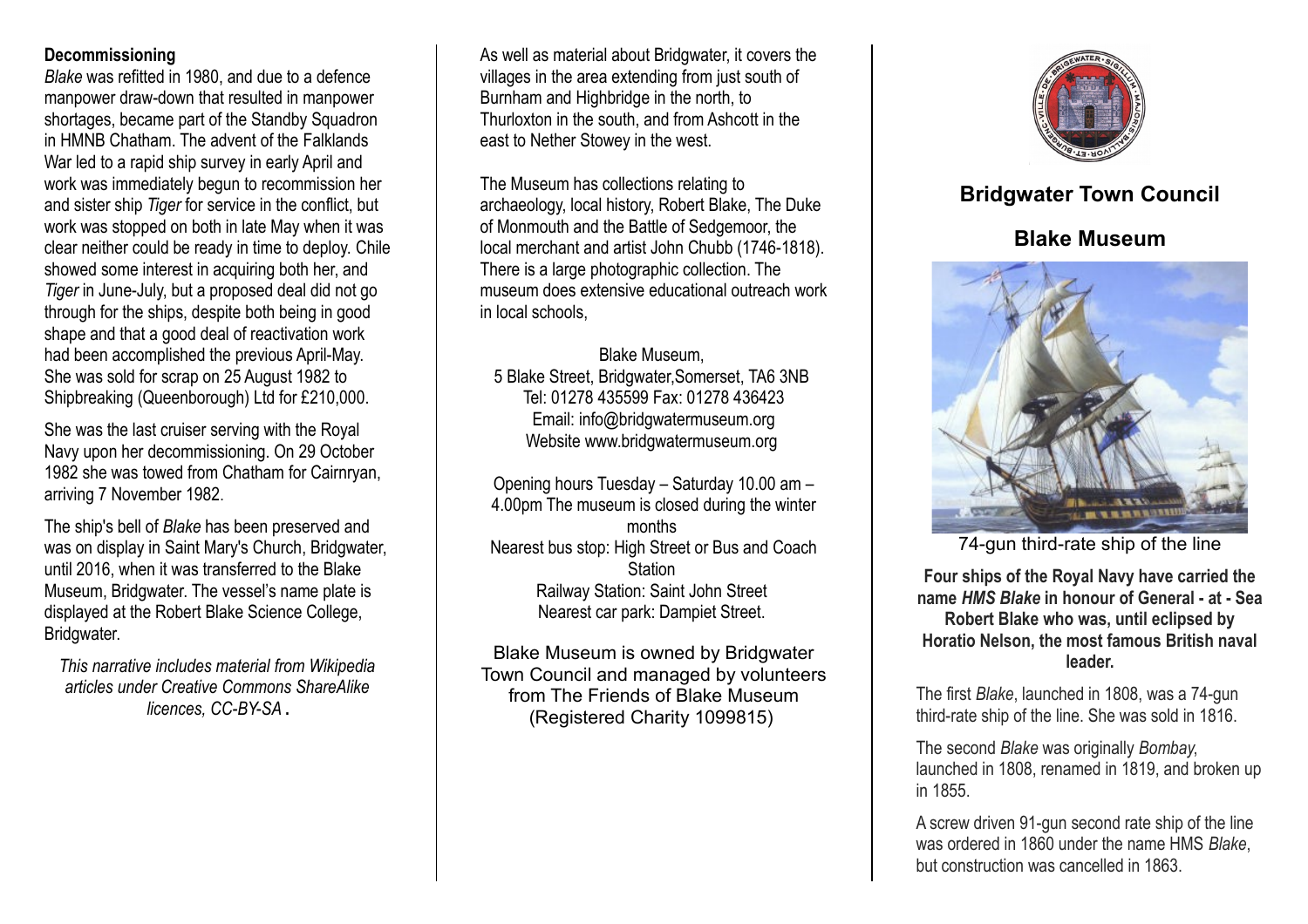**Decommissioning**

*Blake* was refitted in 1980, and due to a defence manpower draw-down that resulted in manpower shortages, became part of the Standby Squadron in HMNB Chatham. The advent of the Falklands War led to a rapid ship survey in early April and work was immediately begun to recommission her and sister ship *Tiger* for service in the conflict, but work was stopped on both in late May when it was clear neither could be ready in time to deploy. Chile showed some interest in acquiring both her, and *Tiger* in June-July, but a proposed deal did not go through for the ships, despite both being in good shape and that a good deal of reactivation work had been accomplished the previous April-May. She was sold for scrap on 25 August 1982 to Shipbreaking (Queenborough) Ltd for £210,000.

She was the last cruiser serving with the Royal Navy upon her decommissioning. On 29 October 1982 she was towed from Chatham for Cairnryan, arriving 7 November 1982.

The ship's bell of *Blake* has been preserved and was on display in Saint Mary's Church, Bridgwater, until 2016, when it was transferred to the Blake Museum, Bridgwater. The vessel's name plate is displayed at the Robert Blake Science College, Bridgwater.

*This narrative includes material from Wikipedia articles under Creative Commons ShareAlike licences, CC-BY-SA*.

As well as material about Bridgwater, it covers the villages in the area extending from just south of Burnham and Highbridge in the north, to Thurloxton in the south, and from Ashcott in the east to Nether Stowey in the west.

The Museum has collections relating to archaeology, local history, Robert Blake, The Duke of Monmouth and the Battle of Sedgemoor, the local merchant and artist John Chubb (1746-1818). There is a large photographic collection. The museum does extensive educational outreach work in local schools,

Blake Museum,
5 Blake Street, Bridgwater,Somerset, TA6 3NB
Tel: 01278 435599 Fax: 01278 436423
Email: info@bridgwatermuseum.org
Website www.bridgwatermuseum.org

Opening hours Tuesday – Saturday 10.00 am – 4.00pm The museum is closed during the winter months
Nearest bus stop: High Street or Bus and Coach Station
Railway Station: Saint John Street
Nearest car park: Dampiet Street.

Blake Museum is owned by Bridgwater Town Council and managed by volunteers from The Friends of Blake Museum (Registered Charity 1099815)

## Bridgwater Town Council

## Blake Museum

74-gun third-rate ship of the line

**Four ships of the Royal Navy have carried the name *HMS Blake* in honour of General - at - Sea Robert Blake who was, until eclipsed by Horatio Nelson, the most famous British naval leader.**

The first *Blake*, launched in 1808, was a 74-gun third-rate ship of the line. She was sold in 1816.

The second *Blake* was originally *Bombay*, launched in 1808, renamed in 1819, and broken up in 1855.

A screw driven 91-gun second rate ship of the line was ordered in 1860 under the name HMS *Blake*, but construction was cancelled in 1863.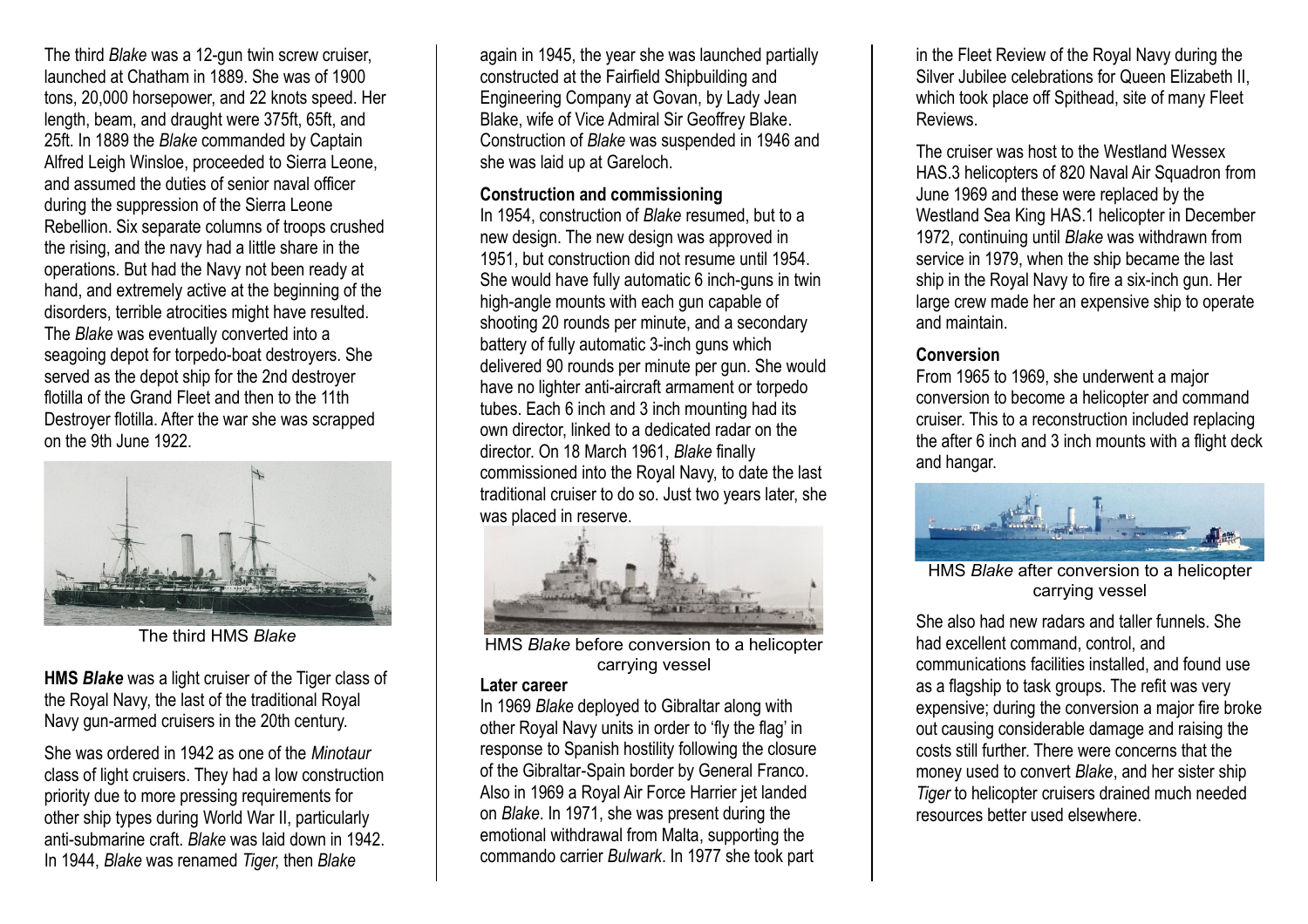The third *Blake* was a 12-gun twin screw cruiser, launched at Chatham in 1889. She was of 1900 tons, 20,000 horsepower, and 22 knots speed. Her length, beam, and draught were 375ft, 65ft, and 25ft. In 1889 the *Blake* commanded by Captain Alfred Leigh Winsloe, proceeded to Sierra Leone, and assumed the duties of senior naval officer during the suppression of the Sierra Leone Rebellion. Six separate columns of troops crushed the rising, and the navy had a little share in the operations. But had the Navy not been ready at hand, and extremely active at the beginning of the disorders, terrible atrocities might have resulted. The *Blake* was eventually converted into a seagoing depot for torpedo-boat destroyers. She served as the depot ship for the 2nd destroyer flotilla of the Grand Fleet and then to the 11th Destroyer flotilla. After the war she was scrapped on the 9th June 1922.

The third HMS *Blake*

**HMS *Blake*** was a light cruiser of the Tiger class of the Royal Navy, the last of the traditional Royal Navy gun-armed cruisers in the 20th century.

She was ordered in 1942 as one of the *Minotaur* class of light cruisers. They had a low construction priority due to more pressing requirements for other ship types during World War II, particularly anti-submarine craft. *Blake* was laid down in 1942. In 1944, *Blake* was renamed *Tiger*, then *Blake* again in 1945, the year she was launched partially constructed at the Fairfield Shipbuilding and Engineering Company at Govan, by Lady Jean Blake, wife of Vice Admiral Sir Geoffrey Blake. Construction of *Blake* was suspended in 1946 and she was laid up at Gareloch.

**Construction and commissioning**

In 1954, construction of *Blake* resumed, but to a new design. The new design was approved in 1951, but construction did not resume until 1954. She would have fully automatic 6 inch-guns in twin high-angle mounts with each gun capable of shooting 20 rounds per minute, and a secondary battery of fully automatic 3-inch guns which delivered 90 rounds per minute per gun. She would have no lighter anti-aircraft armament or torpedo tubes. Each 6 inch and 3 inch mounting had its own director, linked to a dedicated radar on the director. On 18 March 1961, *Blake* finally commissioned into the Royal Navy, to date the last traditional cruiser to do so. Just two years later, she was placed in reserve.

HMS *Blake* before conversion to a helicopter carrying vessel

**Later career**

In 1969 *Blake* deployed to Gibraltar along with other Royal Navy units in order to 'fly the flag' in response to Spanish hostility following the closure of the Gibraltar-Spain border by General Franco. Also in 1969 a Royal Air Force Harrier jet landed on *Blake*. In 1971, she was present during the emotional withdrawal from Malta, supporting the commando carrier *Bulwark*. In 1977 she took part in the Fleet Review of the Royal Navy during the Silver Jubilee celebrations for Queen Elizabeth II, which took place off Spithead, site of many Fleet Reviews.

The cruiser was host to the Westland Wessex HAS.3 helicopters of 820 Naval Air Squadron from June 1969 and these were replaced by the Westland Sea King HAS.1 helicopter in December 1972, continuing until *Blake* was withdrawn from service in 1979, when the ship became the last ship in the Royal Navy to fire a six-inch gun. Her large crew made her an expensive ship to operate and maintain.

**Conversion**

From 1965 to 1969, she underwent a major conversion to become a helicopter and command cruiser. This to a reconstruction included replacing the after 6 inch and 3 inch mounts with a flight deck and hangar.

HMS *Blake* after conversion to a helicopter carrying vessel

She also had new radars and taller funnels. She had excellent command, control, and communications facilities installed, and found use as a flagship to task groups. The refit was very expensive; during the conversion a major fire broke out causing considerable damage and raising the costs still further. There were concerns that the money used to convert *Blake*, and her sister ship *Tiger* to helicopter cruisers drained much needed resources better used elsewhere.